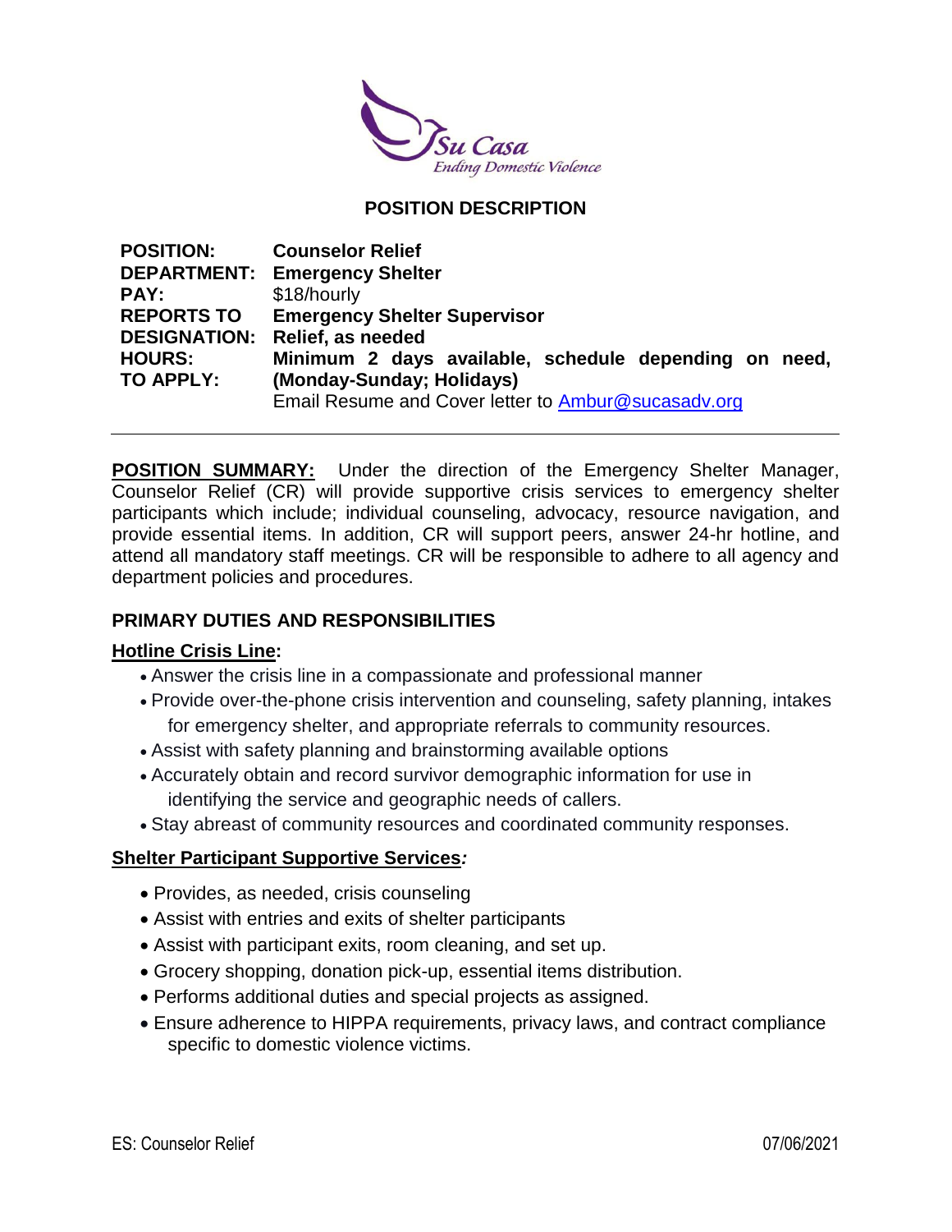Su Casa
Ending Domestic Violence

**POSITION DESCRIPTION**

| | |
|---|---|
| **POSITION:** | **Counselor Relief** |
| **DEPARTMENT:** | **Emergency Shelter** |
| **PAY:** | $18/hourly |
| **REPORTS TO** | **Emergency Shelter Supervisor** |
| **DESIGNATION:** | **Relief, as needed** |
| **HOURS:** | **Minimum 2 days available, schedule depending on need, (Monday-Sunday; Holidays)** |
| **TO APPLY:** | Email Resume and Cover letter to Ambur@sucasadv.org |

---

**POSITION SUMMARY:** Under the direction of the Emergency Shelter Manager, Counselor Relief (CR) will provide supportive crisis services to emergency shelter participants which include; individual counseling, advocacy, resource navigation, and provide essential items. In addition, CR will support peers, answer 24-hr hotline, and attend all mandatory staff meetings. CR will be responsible to adhere to all agency and department policies and procedures.

## PRIMARY DUTIES AND RESPONSIBILITIES

**Hotline Crisis Line:**

- Answer the crisis line in a compassionate and professional manner
- Provide over-the-phone crisis intervention and counseling, safety planning, intakes for emergency shelter, and appropriate referrals to community resources.
- Assist with safety planning and brainstorming available options
- Accurately obtain and record survivor demographic information for use in identifying the service and geographic needs of callers.
- Stay abreast of community resources and coordinated community responses.

**Shelter Participant Supportive Services*:***

- Provides, as needed, crisis counseling
- Assist with entries and exits of shelter participants
- Assist with participant exits, room cleaning, and set up.
- Grocery shopping, donation pick-up, essential items distribution.
- Performs additional duties and special projects as assigned.
- Ensure adherence to HIPPA requirements, privacy laws, and contract compliance specific to domestic violence victims.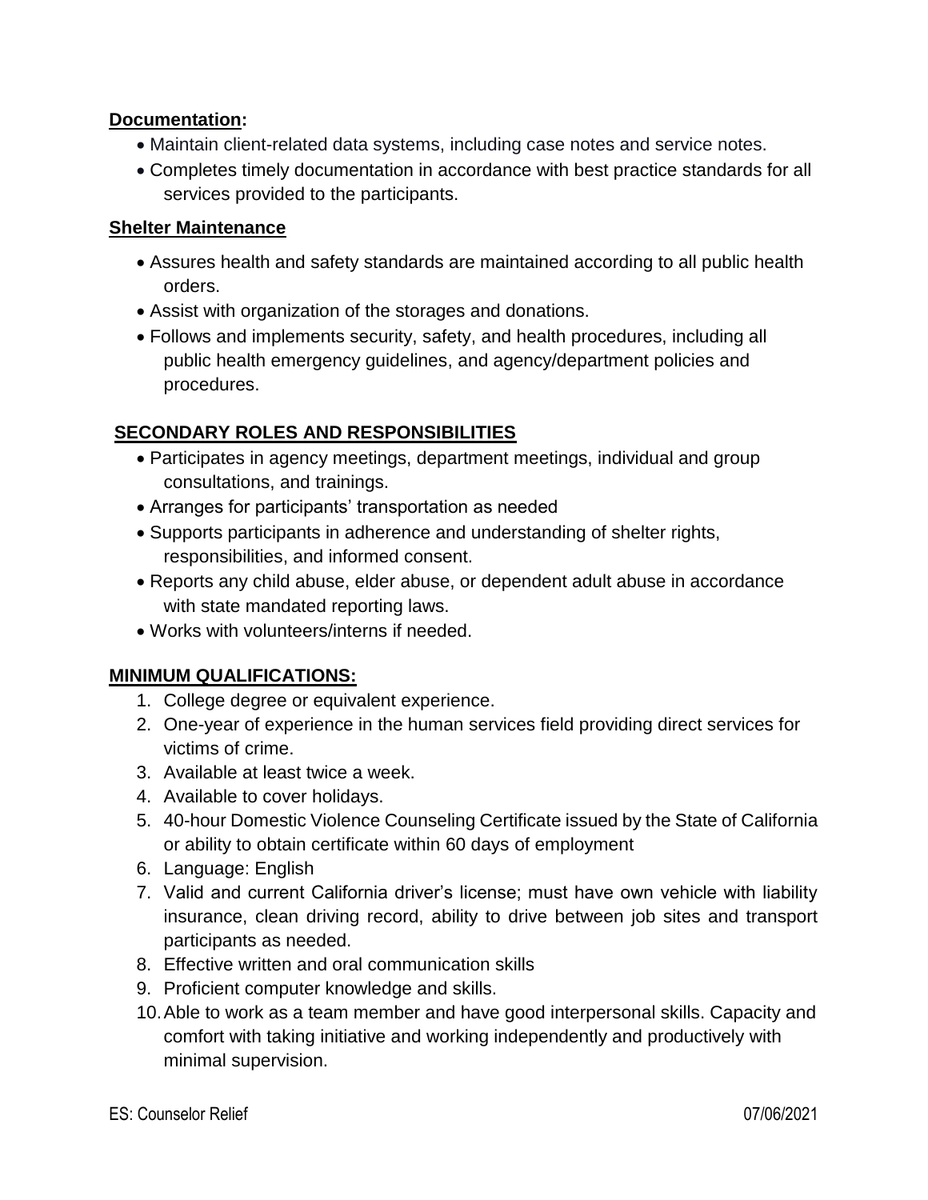**Documentation:**

- Maintain client-related data systems, including case notes and service notes.
- Completes timely documentation in accordance with best practice standards for all services provided to the participants.

**Shelter Maintenance**

- Assures health and safety standards are maintained according to all public health orders.
- Assist with organization of the storages and donations.
- Follows and implements security, safety, and health procedures, including all public health emergency guidelines, and agency/department policies and procedures.

## SECONDARY ROLES AND RESPONSIBILITIES

- Participates in agency meetings, department meetings, individual and group consultations, and trainings.
- Arranges for participants' transportation as needed
- Supports participants in adherence and understanding of shelter rights, responsibilities, and informed consent.
- Reports any child abuse, elder abuse, or dependent adult abuse in accordance with state mandated reporting laws.
- Works with volunteers/interns if needed.

## MINIMUM QUALIFICATIONS:

1. College degree or equivalent experience.
2. One-year of experience in the human services field providing direct services for victims of crime.
3. Available at least twice a week.
4. Available to cover holidays.
5. 40-hour Domestic Violence Counseling Certificate issued by the State of California or ability to obtain certificate within 60 days of employment
6. Language: English
7. Valid and current California driver's license; must have own vehicle with liability insurance, clean driving record, ability to drive between job sites and transport participants as needed.
8. Effective written and oral communication skills
9. Proficient computer knowledge and skills.
10. Able to work as a team member and have good interpersonal skills. Capacity and comfort with taking initiative and working independently and productively with minimal supervision.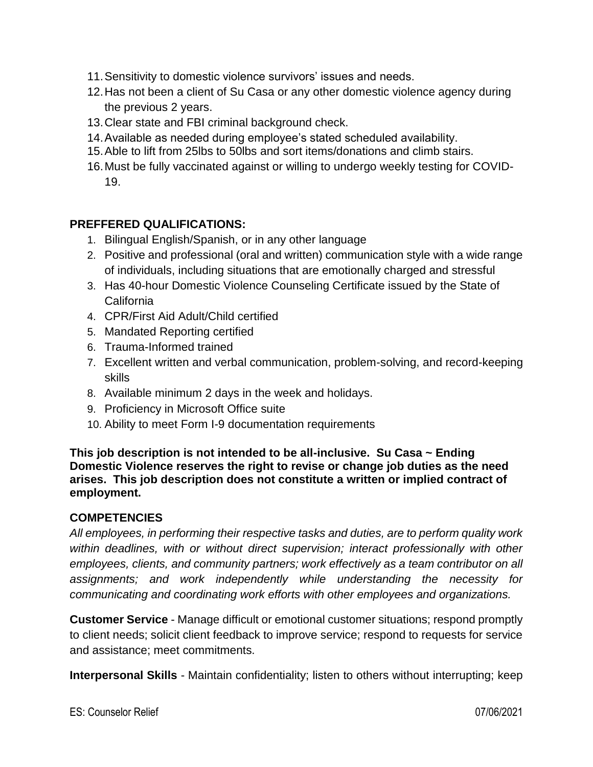11. Sensitivity to domestic violence survivors' issues and needs.
12. Has not been a client of Su Casa or any other domestic violence agency during the previous 2 years.
13. Clear state and FBI criminal background check.
14. Available as needed during employee's stated scheduled availability.
15. Able to lift from 25lbs to 50lbs and sort items/donations and climb stairs.
16. Must be fully vaccinated against or willing to undergo weekly testing for COVID-19.

**PREFFERED QUALIFICATIONS:**

1. Bilingual English/Spanish, or in any other language
2. Positive and professional (oral and written) communication style with a wide range of individuals, including situations that are emotionally charged and stressful
3. Has 40-hour Domestic Violence Counseling Certificate issued by the State of California
4. CPR/First Aid Adult/Child certified
5. Mandated Reporting certified
6. Trauma-Informed trained
7. Excellent written and verbal communication, problem-solving, and record-keeping skills
8. Available minimum 2 days in the week and holidays.
9. Proficiency in Microsoft Office suite
10. Ability to meet Form I-9 documentation requirements

**This job description is not intended to be all-inclusive. Su Casa ~ Ending Domestic Violence reserves the right to revise or change job duties as the need arises. This job description does not constitute a written or implied contract of employment.**

**COMPETENCIES**

*All employees, in performing their respective tasks and duties, are to perform quality work within deadlines, with or without direct supervision; interact professionally with other employees, clients, and community partners; work effectively as a team contributor on all assignments; and work independently while understanding the necessity for communicating and coordinating work efforts with other employees and organizations.*

**Customer Service** - Manage difficult or emotional customer situations; respond promptly to client needs; solicit client feedback to improve service; respond to requests for service and assistance; meet commitments.

**Interpersonal Skills** - Maintain confidentiality; listen to others without interrupting; keep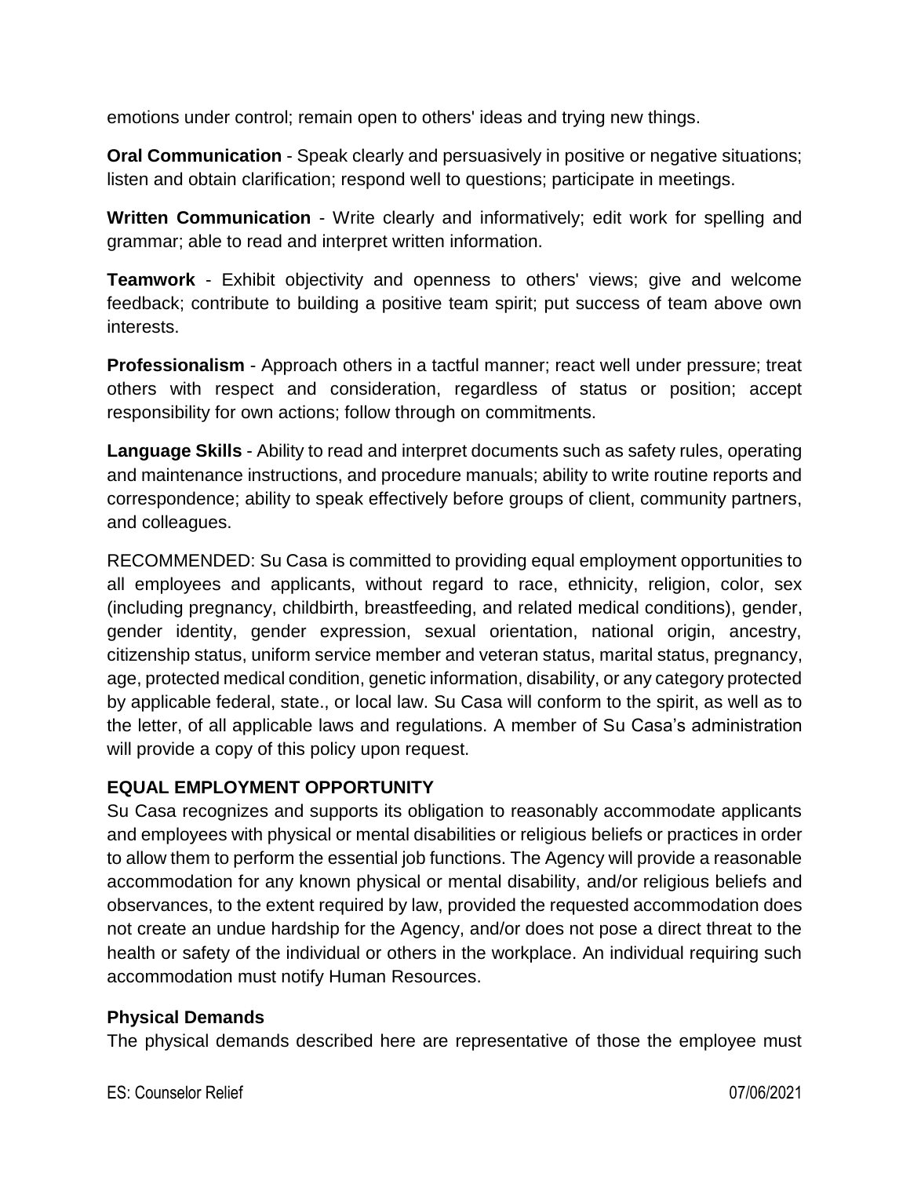emotions under control; remain open to others' ideas and trying new things.

**Oral Communication** - Speak clearly and persuasively in positive or negative situations; listen and obtain clarification; respond well to questions; participate in meetings.

**Written Communication** - Write clearly and informatively; edit work for spelling and grammar; able to read and interpret written information.

**Teamwork** - Exhibit objectivity and openness to others' views; give and welcome feedback; contribute to building a positive team spirit; put success of team above own interests.

**Professionalism** - Approach others in a tactful manner; react well under pressure; treat others with respect and consideration, regardless of status or position; accept responsibility for own actions; follow through on commitments.

**Language Skills** - Ability to read and interpret documents such as safety rules, operating and maintenance instructions, and procedure manuals; ability to write routine reports and correspondence; ability to speak effectively before groups of client, community partners, and colleagues.

RECOMMENDED: Su Casa is committed to providing equal employment opportunities to all employees and applicants, without regard to race, ethnicity, religion, color, sex (including pregnancy, childbirth, breastfeeding, and related medical conditions), gender, gender identity, gender expression, sexual orientation, national origin, ancestry, citizenship status, uniform service member and veteran status, marital status, pregnancy, age, protected medical condition, genetic information, disability, or any category protected by applicable federal, state., or local law. Su Casa will conform to the spirit, as well as to the letter, of all applicable laws and regulations. A member of Su Casa's administration will provide a copy of this policy upon request.

**EQUAL EMPLOYMENT OPPORTUNITY**

Su Casa recognizes and supports its obligation to reasonably accommodate applicants and employees with physical or mental disabilities or religious beliefs or practices in order to allow them to perform the essential job functions. The Agency will provide a reasonable accommodation for any known physical or mental disability, and/or religious beliefs and observances, to the extent required by law, provided the requested accommodation does not create an undue hardship for the Agency, and/or does not pose a direct threat to the health or safety of the individual or others in the workplace. An individual requiring such accommodation must notify Human Resources.

**Physical Demands**

The physical demands described here are representative of those the employee must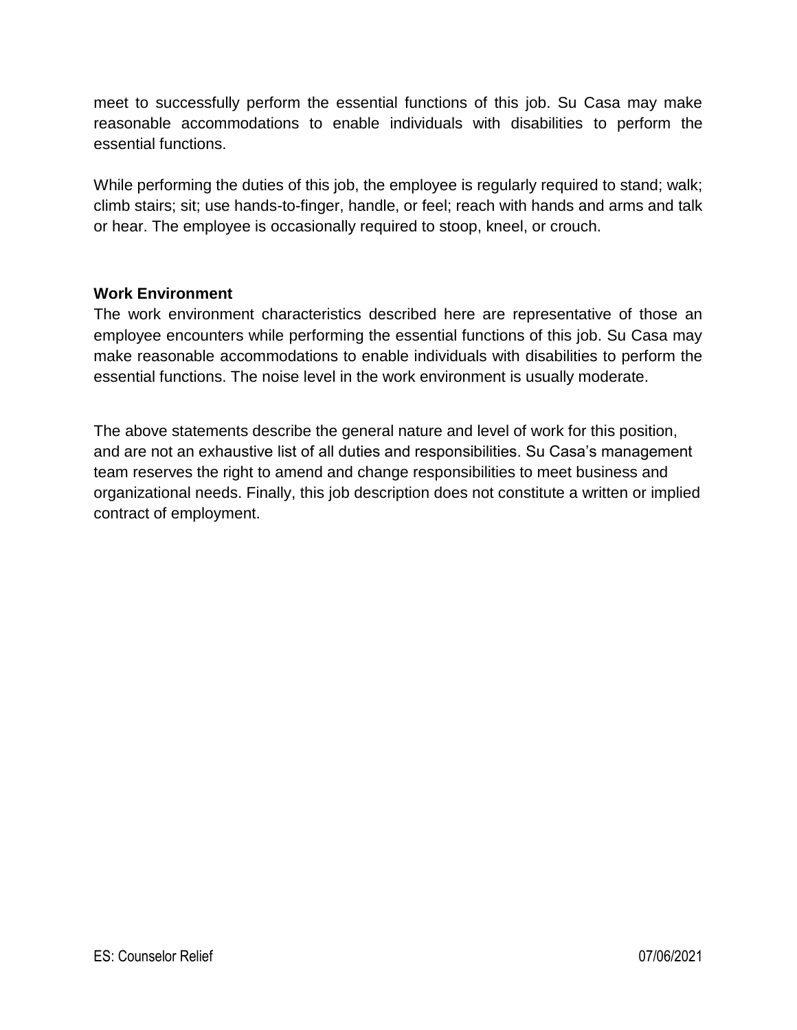meet to successfully perform the essential functions of this job. Su Casa may make reasonable accommodations to enable individuals with disabilities to perform the essential functions.

While performing the duties of this job, the employee is regularly required to stand; walk; climb stairs; sit; use hands-to-finger, handle, or feel; reach with hands and arms and talk or hear. The employee is occasionally required to stoop, kneel, or crouch.

**Work Environment**

The work environment characteristics described here are representative of those an employee encounters while performing the essential functions of this job. Su Casa may make reasonable accommodations to enable individuals with disabilities to perform the essential functions. The noise level in the work environment is usually moderate.

The above statements describe the general nature and level of work for this position, and are not an exhaustive list of all duties and responsibilities. Su Casa's management team reserves the right to amend and change responsibilities to meet business and organizational needs. Finally, this job description does not constitute a written or implied contract of employment.